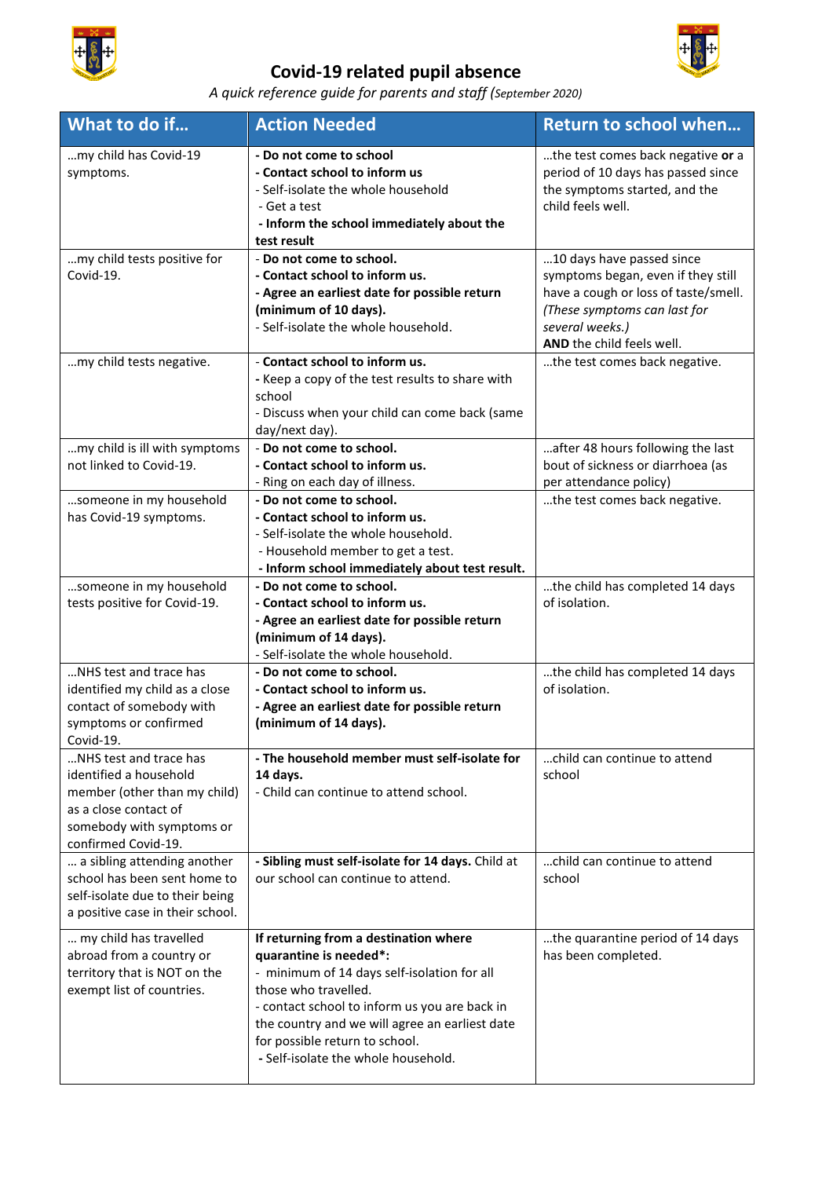# Covid-19 related pupil absence

*A quick reference guide for parents and staff (September 2020)*

| What to do if… | Action Needed | Return to school when… |
|---|---|---|
| …my child has Covid-19 symptoms. | **- Do not come to school**<br>**- Contact school to inform us**<br>- Self-isolate the whole household<br>- Get a test<br>**- Inform the school immediately about the test result** | …the test comes back negative **or** a period of 10 days has passed since the symptoms started, and the child feels well. |
| …my child tests positive for Covid-19. | - **Do not come to school.**<br>**- Contact school to inform us.**<br>**- Agree an earliest date for possible return (minimum of 10 days).**<br>- Self-isolate the whole household. | …10 days have passed since symptoms began, even if they still have a cough or loss of taste/smell. *(These symptoms can last for several weeks.)*<br>**AND** the child feels well. |
| …my child tests negative. | - **Contact school to inform us.**<br>**-** Keep a copy of the test results to share with school<br>- Discuss when your child can come back (same day/next day). | …the test comes back negative. |
| …my child is ill with symptoms not linked to Covid-19. | - **Do not come to school.**<br>- **Contact school to inform us.**<br>- Ring on each day of illness. | …after 48 hours following the last bout of sickness or diarrhoea (as per attendance policy) |
| …someone in my household has Covid-19 symptoms. | **- Do not come to school.**<br>**- Contact school to inform us.**<br>- Self-isolate the whole household.<br>- Household member to get a test.<br>**- Inform school immediately about test result.** | …the test comes back negative. |
| …someone in my household tests positive for Covid-19. | **- Do not come to school.**<br>**- Contact school to inform us.**<br>**- Agree an earliest date for possible return (minimum of 14 days).**<br>- Self-isolate the whole household. | …the child has completed 14 days of isolation. |
| …NHS test and trace has identified my child as a close contact of somebody with symptoms or confirmed Covid-19. | **- Do not come to school.**<br>**- Contact school to inform us.**<br>**- Agree an earliest date for possible return (minimum of 14 days).** | …the child has completed 14 days of isolation. |
| …NHS test and trace has identified a household member (other than my child) as a close contact of somebody with symptoms or confirmed Covid-19. | **- The household member must self-isolate for 14 days.**<br>- Child can continue to attend school. | …child can continue to attend school |
| … a sibling attending another school has been sent home to self-isolate due to their being a positive case in their school. | **- Sibling must self-isolate for 14 days.** Child at our school can continue to attend. | …child can continue to attend school |
| … my child has travelled abroad from a country or territory that is NOT on the exempt list of countries. | **If returning from a destination where quarantine is needed\*:**<br>- minimum of 14 days self-isolation for all those who travelled.<br>- contact school to inform us you are back in the country and we will agree an earliest date for possible return to school.<br>**-** Self-isolate the whole household. | …the quarantine period of 14 days has been completed. |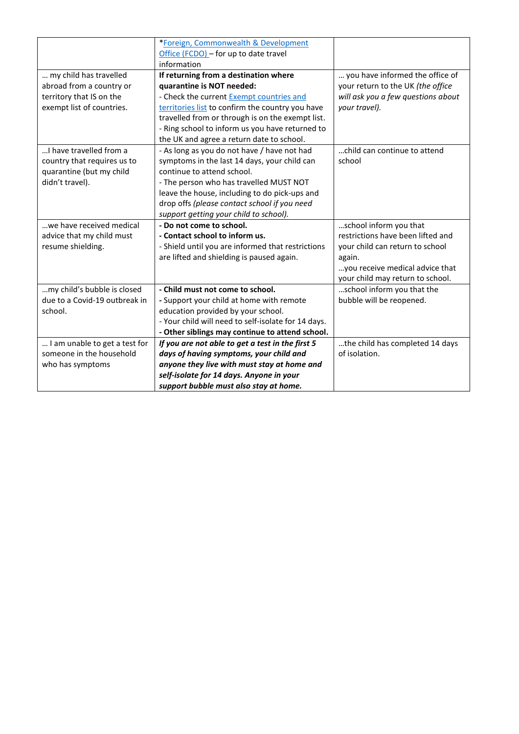| | | |
|---|---|---|
| | *Foreign, Commonwealth & Development Office (FCDO) – for up to date travel information | |
| … my child has travelled abroad from a country or territory that IS on the exempt list of countries. | **If returning from a destination where quarantine is NOT needed:**<br>- Check the current Exempt countries and territories list to confirm the country you have travelled from or through is on the exempt list.<br>- Ring school to inform us you have returned to the UK and agree a return date to school. | … you have informed the office of your return to the UK *(the office will ask you a few questions about your travel).* |
| …I have travelled from a country that requires us to quarantine (but my child didn't travel). | - As long as you do not have / have not had symptoms in the last 14 days, your child can continue to attend school.<br>- The person who has travelled MUST NOT leave the house, including to do pick-ups and drop offs *(please contact school if you need support getting your child to school).* | …child can continue to attend school |
| …we have received medical advice that my child must resume shielding. | **- Do not come to school.**<br>**- Contact school to inform us.**<br>- Shield until you are informed that restrictions are lifted and shielding is paused again. | …school inform you that restrictions have been lifted and your child can return to school again.<br>…you receive medical advice that your child may return to school. |
| …my child's bubble is closed due to a Covid-19 outbreak in school. | **- Child must not come to school.**<br>**-** Support your child at home with remote education provided by your school.<br>- Your child will need to self-isolate for 14 days.<br>**- Other siblings may continue to attend school.** | …school inform you that the bubble will be reopened. |
| … I am unable to get a test for someone in the household who has symptoms | ***If you are not able to get a test in the first 5 days of having symptoms, your child and anyone they live with must stay at home and self-isolate for 14 days. Anyone in your support bubble must also stay at home.*** | …the child has completed 14 days of isolation. |